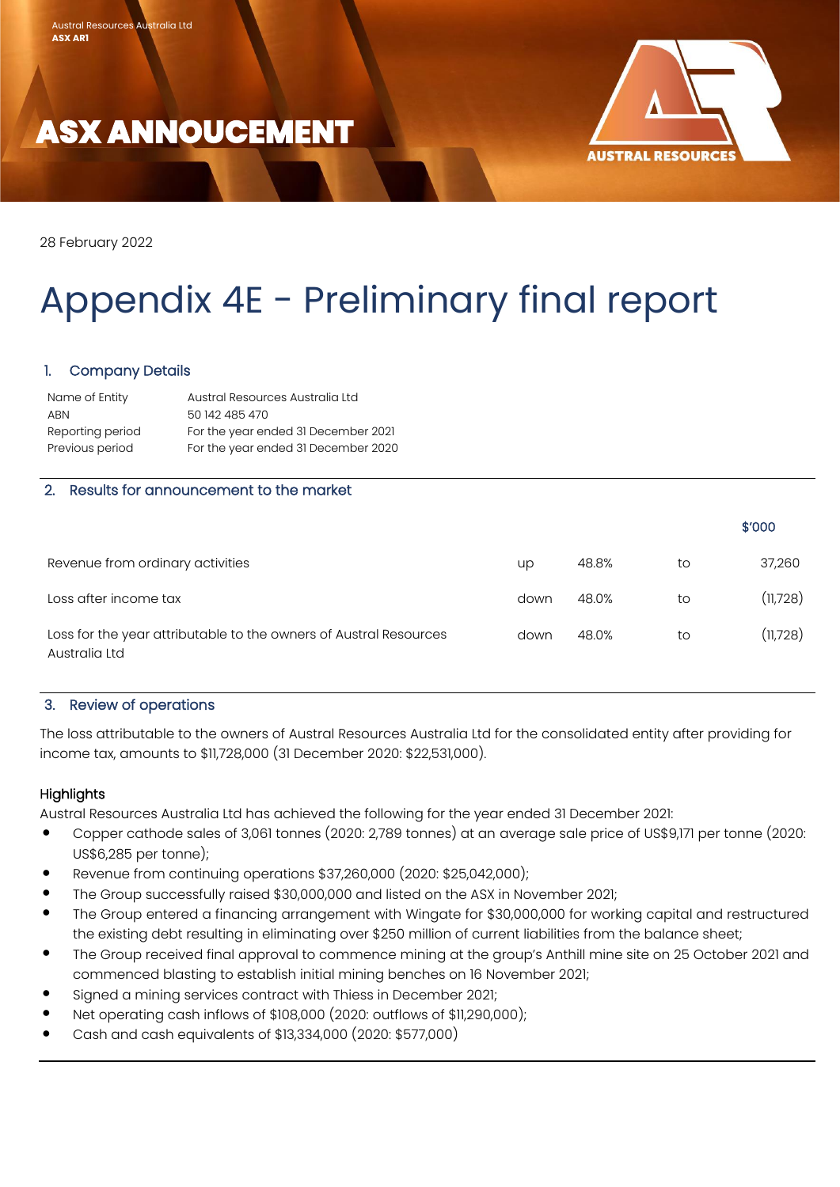Austral Resources Australia Ltd
**ASX AR1**

# ASX ANNOUCEMENT

AUSTRAL RESOURCES

28 February 2022

# Appendix 4E - Preliminary final report

## 1. Company Details

| | |
|---|---|
| Name of Entity | Austral Resources Australia Ltd |
| ABN | 50 142 485 470 |
| Reporting period | For the year ended 31 December 2021 |
| Previous period | For the year ended 31 December 2020 |

## 2. Results for announcement to the market

| | | | | $'000 |
|---|---|---|---|---|
| Revenue from ordinary activities | up | 48.8% | to | 37,260 |
| Loss after income tax | down | 48.0% | to | (11,728) |
| Loss for the year attributable to the owners of Austral Resources Australia Ltd | down | 48.0% | to | (11,728) |

## 3. Review of operations

The loss attributable to the owners of Austral Resources Australia Ltd for the consolidated entity after providing for income tax, amounts to $11,728,000 (31 December 2020: $22,531,000).

### Highlights

Austral Resources Australia Ltd has achieved the following for the year ended 31 December 2021:

- Copper cathode sales of 3,061 tonnes (2020: 2,789 tonnes) at an average sale price of US$9,171 per tonne (2020: US$6,285 per tonne);
- Revenue from continuing operations $37,260,000 (2020: $25,042,000);
- The Group successfully raised $30,000,000 and listed on the ASX in November 2021;
- The Group entered a financing arrangement with Wingate for $30,000,000 for working capital and restructured the existing debt resulting in eliminating over $250 million of current liabilities from the balance sheet;
- The Group received final approval to commence mining at the group's Anthill mine site on 25 October 2021 and commenced blasting to establish initial mining benches on 16 November 2021;
- Signed a mining services contract with Thiess in December 2021;
- Net operating cash inflows of $108,000 (2020: outflows of $11,290,000);
- Cash and cash equivalents of $13,334,000 (2020: $577,000)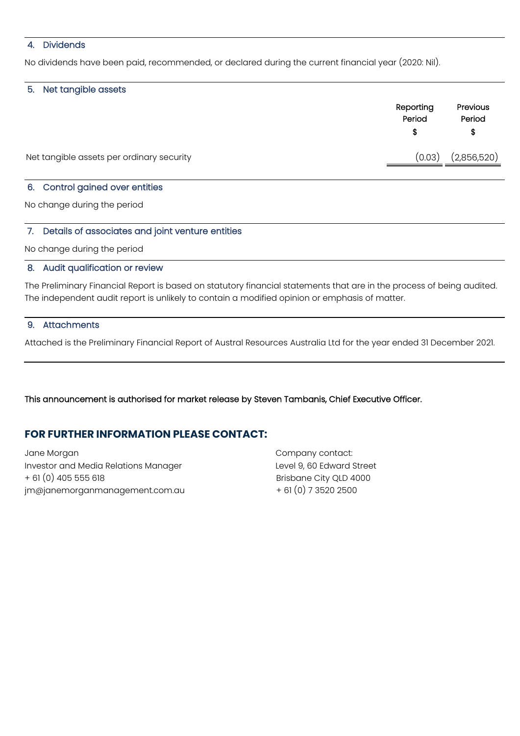## 4. Dividends

No dividends have been paid, recommended, or declared during the current financial year (2020: Nil).

## 5. Net tangible assets

| | Reporting Period $ | Previous Period $ |
|---|---|---|
| Net tangible assets per ordinary security | (0.03) | (2,856,520) |

## 6. Control gained over entities

No change during the period

## 7. Details of associates and joint venture entities

No change during the period

## 8. Audit qualification or review

The Preliminary Financial Report is based on statutory financial statements that are in the process of being audited. The independent audit report is unlikely to contain a modified opinion or emphasis of matter.

## 9. Attachments

Attached is the Preliminary Financial Report of Austral Resources Australia Ltd for the year ended 31 December 2021.

This announcement is authorised for market release by Steven Tambanis, Chief Executive Officer.

## FOR FURTHER INFORMATION PLEASE CONTACT:

Jane Morgan
Investor and Media Relations Manager
+ 61 (0) 405 555 618
jm@janemorganmanagement.com.au

Company contact:
Level 9, 60 Edward Street
Brisbane City QLD 4000
+ 61 (0) 7 3520 2500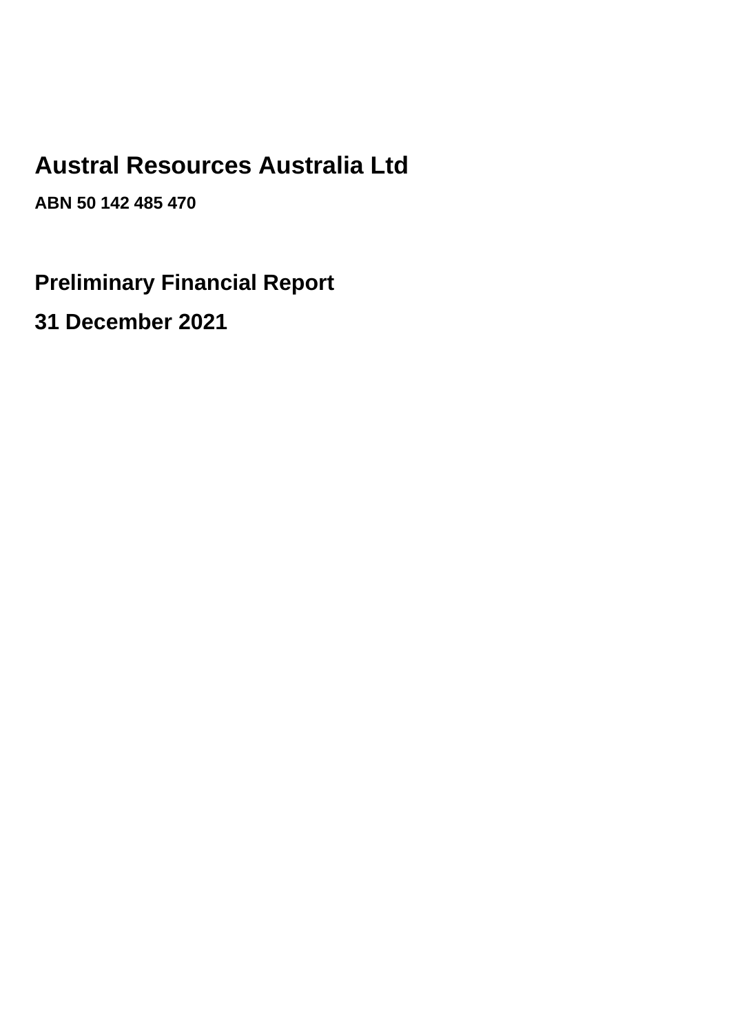# Austral Resources Australia Ltd

**ABN 50 142 485 470**

## Preliminary Financial Report

## 31 December 2021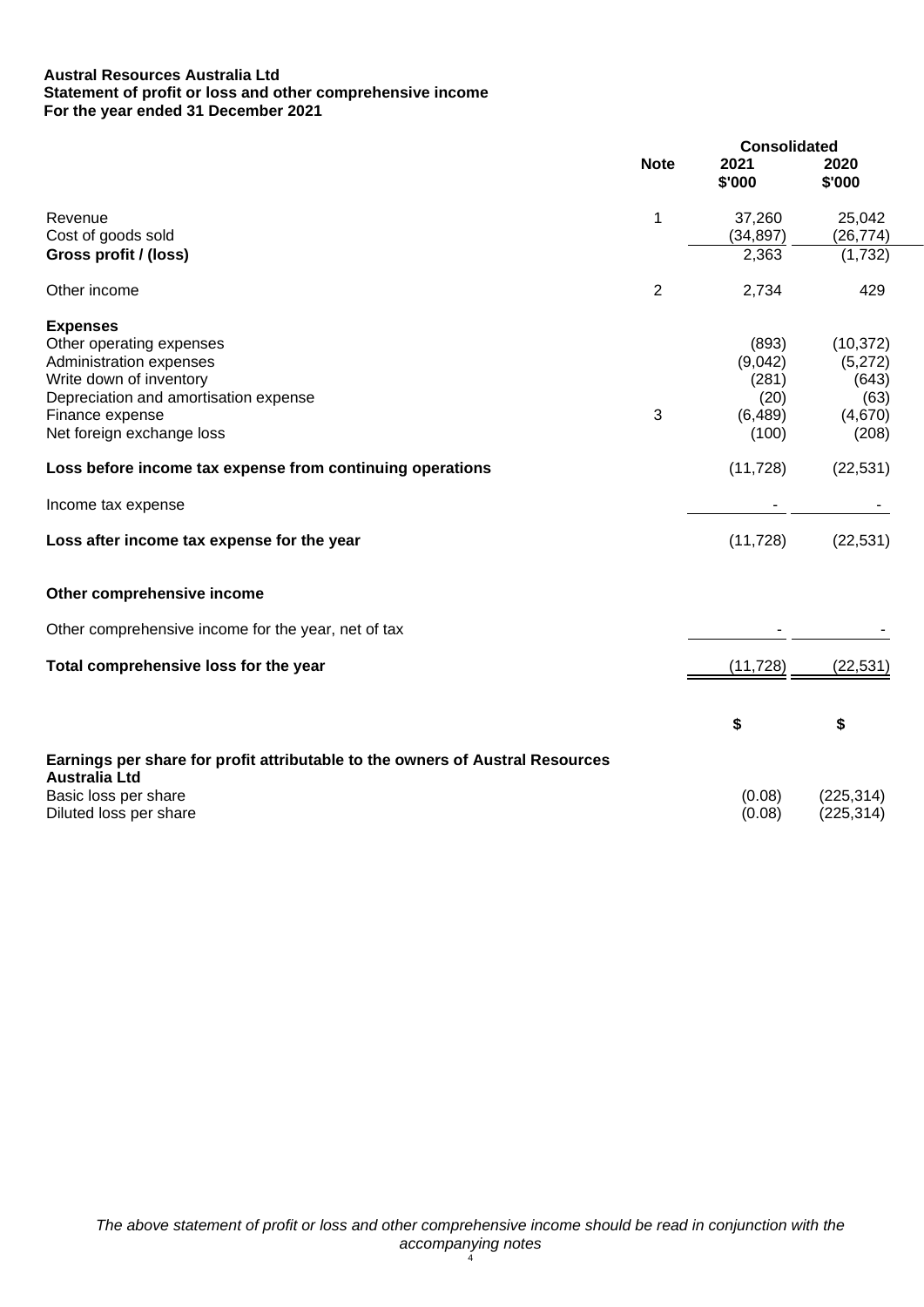**Austral Resources Australia Ltd**
**Statement of profit or loss and other comprehensive income**
**For the year ended 31 December 2021**

| | Note | Consolidated 2021 $'000 | 2020 $'000 |
|---|---|---|---|
| Revenue | 1 | 37,260 | 25,042 |
| Cost of goods sold | | (34,897) | (26,774) |
| **Gross profit / (loss)** | | 2,363 | (1,732) |
| Other income | 2 | 2,734 | 429 |
| **Expenses** | | | |
| Other operating expenses | | (893) | (10,372) |
| Administration expenses | | (9,042) | (5,272) |
| Write down of inventory | | (281) | (643) |
| Depreciation and amortisation expense | | (20) | (63) |
| Finance expense | 3 | (6,489) | (4,670) |
| Net foreign exchange loss | | (100) | (208) |
| **Loss before income tax expense from continuing operations** | | (11,728) | (22,531) |
| Income tax expense | | - | - |
| **Loss after income tax expense for the year** | | (11,728) | (22,531) |
| **Other comprehensive income** | | | |
| Other comprehensive income for the year, net of tax | | - | - |
| **Total comprehensive loss for the year** | | (11,728) | (22,531) |
| | | **$** | **$** |
| **Earnings per share for profit attributable to the owners of Austral Resources Australia Ltd** | | | |
| Basic loss per share | | (0.08) | (225,314) |
| Diluted loss per share | | (0.08) | (225,314) |

*The above statement of profit or loss and other comprehensive income should be read in conjunction with the accompanying notes*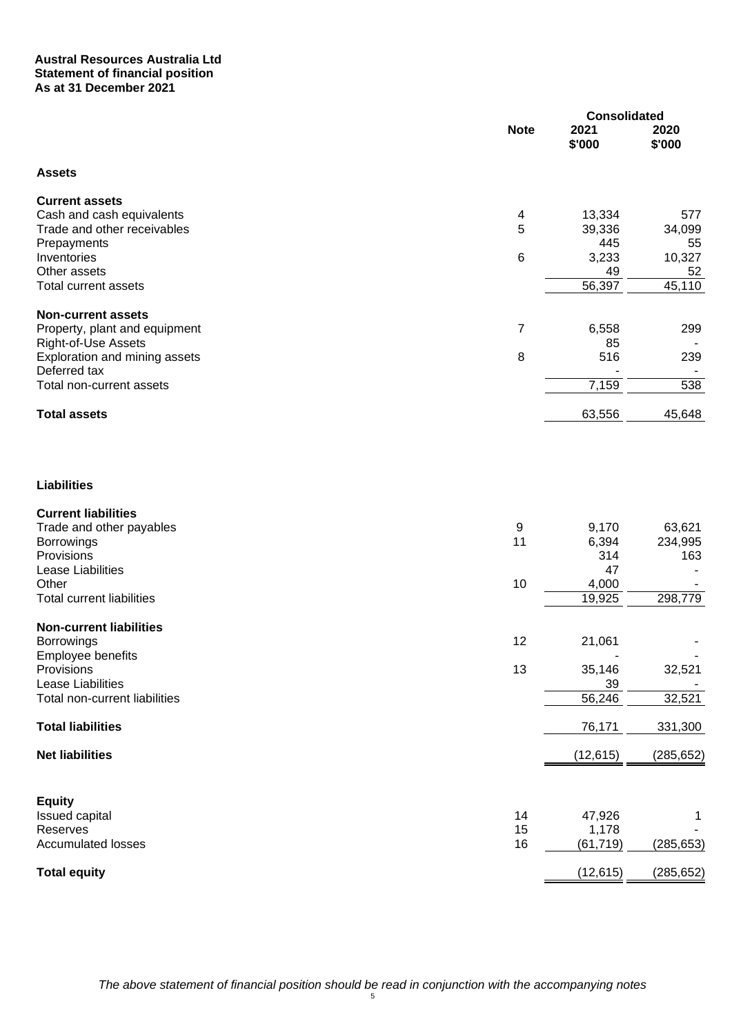**Austral Resources Australia Ltd**
**Statement of financial position**
**As at 31 December 2021**

| | Note | Consolidated 2021 $'000 | 2020 $'000 |
|---|---|---|---|
| **Assets** | | | |
| **Current assets** | | | |
| Cash and cash equivalents | 4 | 13,334 | 577 |
| Trade and other receivables | 5 | 39,336 | 34,099 |
| Prepayments | | 445 | 55 |
| Inventories | 6 | 3,233 | 10,327 |
| Other assets | | 49 | 52 |
| Total current assets | | 56,397 | 45,110 |
| **Non-current assets** | | | |
| Property, plant and equipment | 7 | 6,558 | 299 |
| Right-of-Use Assets | | 85 | - |
| Exploration and mining assets | 8 | 516 | 239 |
| Deferred tax | | - | - |
| Total non-current assets | | 7,159 | 538 |
| **Total assets** | | 63,556 | 45,648 |
| **Liabilities** | | | |
| **Current liabilities** | | | |
| Trade and other payables | 9 | 9,170 | 63,621 |
| Borrowings | 11 | 6,394 | 234,995 |
| Provisions | | 314 | 163 |
| Lease Liabilities | | 47 | - |
| Other | 10 | 4,000 | - |
| Total current liabilities | | 19,925 | 298,779 |
| **Non-current liabilities** | | | |
| Borrowings | 12 | 21,061 | - |
| Employee benefits | | - | - |
| Provisions | 13 | 35,146 | 32,521 |
| Lease Liabilities | | 39 | - |
| Total non-current liabilities | | 56,246 | 32,521 |
| **Total liabilities** | | 76,171 | 331,300 |
| **Net liabilities** | | (12,615) | (285,652) |
| **Equity** | | | |
| Issued capital | 14 | 47,926 | 1 |
| Reserves | 15 | 1,178 | - |
| Accumulated losses | 16 | (61,719) | (285,653) |
| **Total equity** | | (12,615) | (285,652) |

*The above statement of financial position should be read in conjunction with the accompanying notes*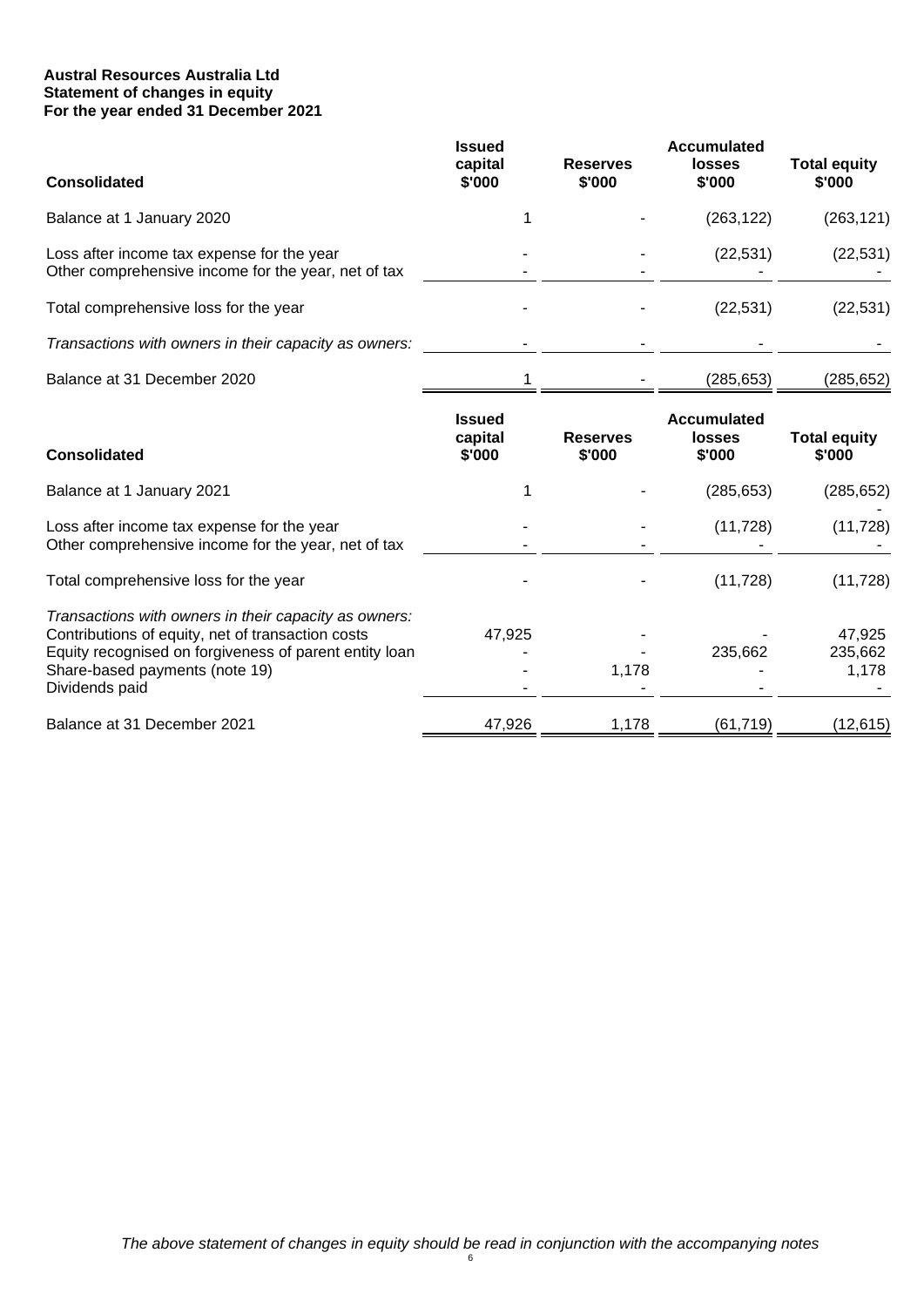**Austral Resources Australia Ltd**
**Statement of changes in equity**
**For the year ended 31 December 2021**

| Consolidated | Issued capital $'000 | Reserves $'000 | Accumulated losses $'000 | Total equity $'000 |
|---|---|---|---|---|
| Balance at 1 January 2020 | 1 | - | (263,122) | (263,121) |
| Loss after income tax expense for the year | - | - | (22,531) | (22,531) |
| Other comprehensive income for the year, net of tax | - | - | - | - |
| Total comprehensive loss for the year | - | - | (22,531) | (22,531) |
| *Transactions with owners in their capacity as owners:* | - | - | - | - |
| Balance at 31 December 2020 | 1 | - | (285,653) | (285,652) |

| Consolidated | Issued capital $'000 | Reserves $'000 | Accumulated losses $'000 | Total equity $'000 |
|---|---|---|---|---|
| Balance at 1 January 2021 | 1 | - | (285,653) | (285,652) |
| Loss after income tax expense for the year | - | - | (11,728) | (11,728) |
| Other comprehensive income for the year, net of tax | - | - | - | - |
| Total comprehensive loss for the year | - | - | (11,728) | (11,728) |
| *Transactions with owners in their capacity as owners:* | | | | |
| Contributions of equity, net of transaction costs | 47,925 | - | - | 47,925 |
| Equity recognised on forgiveness of parent entity loan | - | - | 235,662 | 235,662 |
| Share-based payments (note 19) | - | 1,178 | - | 1,178 |
| Dividends paid | - | - | - | - |
| Balance at 31 December 2021 | 47,926 | 1,178 | (61,719) | (12,615) |

*The above statement of changes in equity should be read in conjunction with the accompanying notes*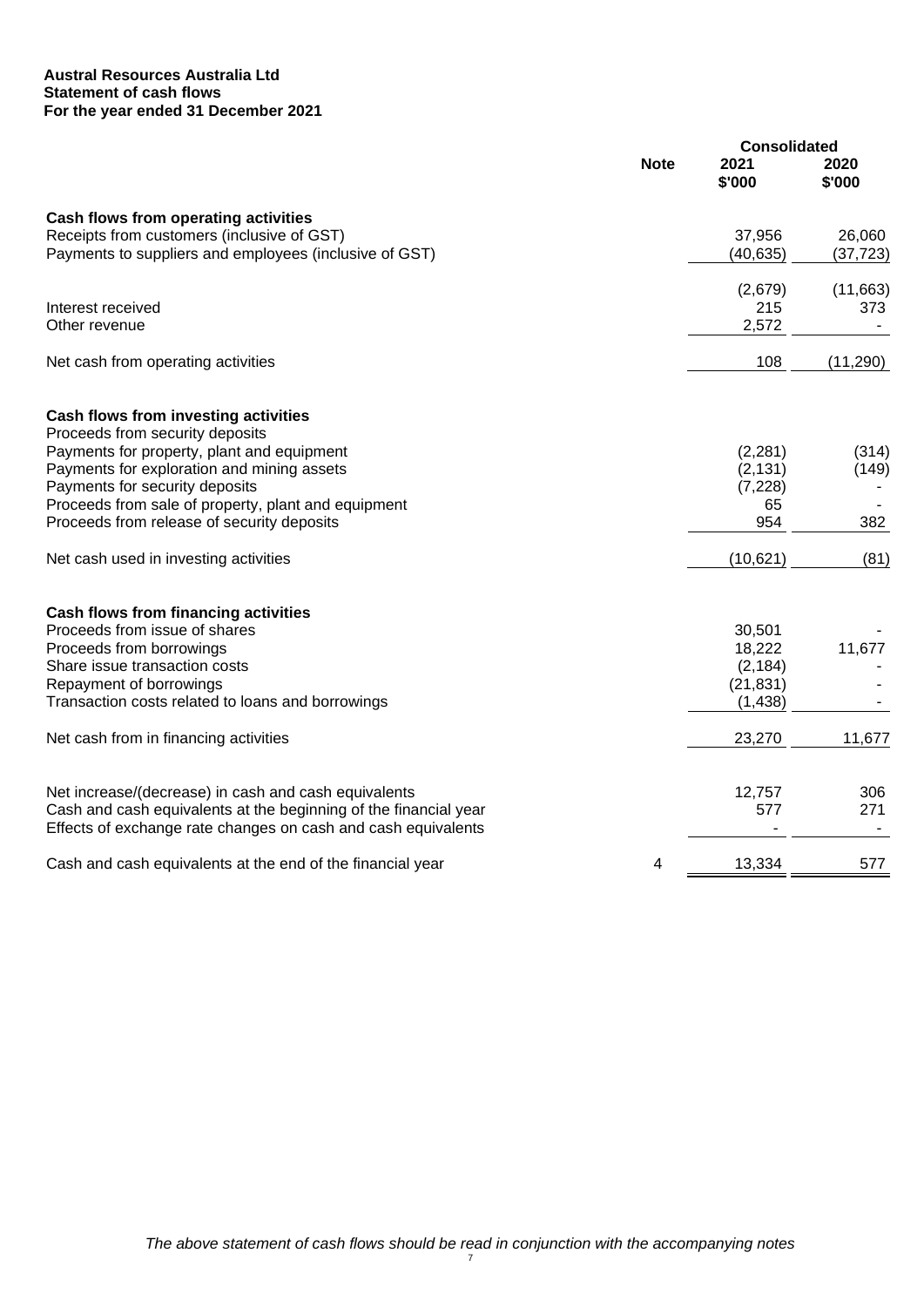**Austral Resources Australia Ltd**
**Statement of cash flows**
**For the year ended 31 December 2021**

| | Note | Consolidated 2021 $'000 | 2020 $'000 |
|---|---|---|---|
| **Cash flows from operating activities** | | | |
| Receipts from customers (inclusive of GST) | | 37,956 | 26,060 |
| Payments to suppliers and employees (inclusive of GST) | | (40,635) | (37,723) |
| | | (2,679) | (11,663) |
| Interest received | | 215 | 373 |
| Other revenue | | 2,572 | - |
| Net cash from operating activities | | 108 | (11,290) |
| **Cash flows from investing activities** | | | |
| Proceeds from security deposits | | | |
| Payments for property, plant and equipment | | (2,281) | (314) |
| Payments for exploration and mining assets | | (2,131) | (149) |
| Payments for security deposits | | (7,228) | - |
| Proceeds from sale of property, plant and equipment | | 65 | - |
| Proceeds from release of security deposits | | 954 | 382 |
| Net cash used in investing activities | | (10,621) | (81) |
| **Cash flows from financing activities** | | | |
| Proceeds from issue of shares | | 30,501 | - |
| Proceeds from borrowings | | 18,222 | 11,677 |
| Share issue transaction costs | | (2,184) | - |
| Repayment of borrowings | | (21,831) | - |
| Transaction costs related to loans and borrowings | | (1,438) | - |
| Net cash from in financing activities | | 23,270 | 11,677 |
| Net increase/(decrease) in cash and cash equivalents | | 12,757 | 306 |
| Cash and cash equivalents at the beginning of the financial year | | 577 | 271 |
| Effects of exchange rate changes on cash and cash equivalents | | - | - |
| Cash and cash equivalents at the end of the financial year | 4 | 13,334 | 577 |

*The above statement of cash flows should be read in conjunction with the accompanying notes*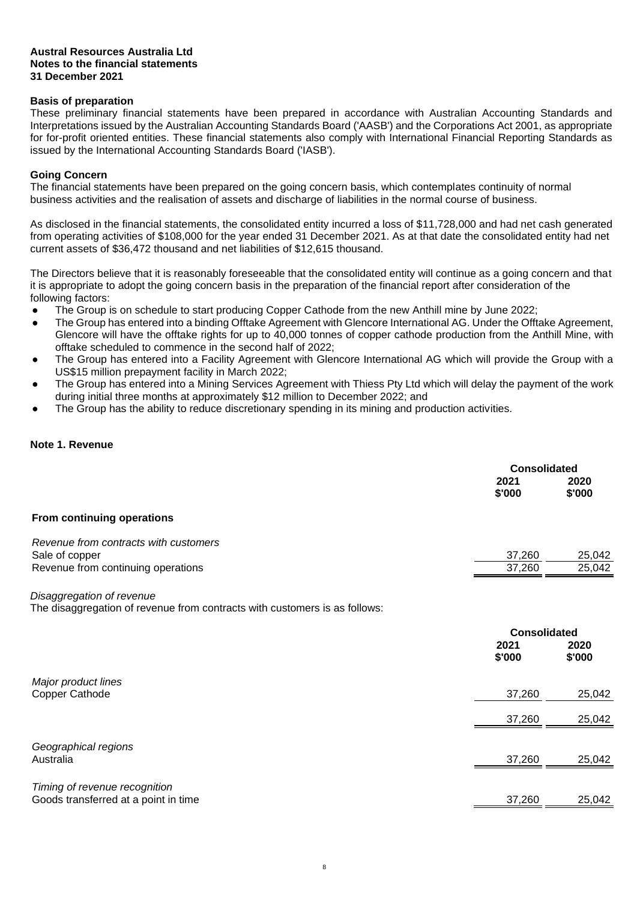**Austral Resources Australia Ltd**
**Notes to the financial statements**
**31 December 2021**

## Basis of preparation

These preliminary financial statements have been prepared in accordance with Australian Accounting Standards and Interpretations issued by the Australian Accounting Standards Board ('AASB') and the Corporations Act 2001, as appropriate for for-profit oriented entities. These financial statements also comply with International Financial Reporting Standards as issued by the International Accounting Standards Board ('IASB').

## Going Concern

The financial statements have been prepared on the going concern basis, which contemplates continuity of normal business activities and the realisation of assets and discharge of liabilities in the normal course of business.

As disclosed in the financial statements, the consolidated entity incurred a loss of $11,728,000 and had net cash generated from operating activities of $108,000 for the year ended 31 December 2021. As at that date the consolidated entity had net current assets of $36,472 thousand and net liabilities of $12,615 thousand.

The Directors believe that it is reasonably foreseeable that the consolidated entity will continue as a going concern and that it is appropriate to adopt the going concern basis in the preparation of the financial report after consideration of the following factors:

- The Group is on schedule to start producing Copper Cathode from the new Anthill mine by June 2022;
- The Group has entered into a binding Offtake Agreement with Glencore International AG. Under the Offtake Agreement, Glencore will have the offtake rights for up to 40,000 tonnes of copper cathode production from the Anthill Mine, with offtake scheduled to commence in the second half of 2022;
- The Group has entered into a Facility Agreement with Glencore International AG which will provide the Group with a US$15 million prepayment facility in March 2022;
- The Group has entered into a Mining Services Agreement with Thiess Pty Ltd which will delay the payment of the work during initial three months at approximately $12 million to December 2022; and
- The Group has the ability to reduce discretionary spending in its mining and production activities.

## Note 1. Revenue

| | Consolidated | |
|---|---|---|
| | 2021 $'000 | 2020 $'000 |
| **From continuing operations** | | |
| *Revenue from contracts with customers* | | |
| Sale of copper | 37,260 | 25,042 |
| Revenue from continuing operations | 37,260 | 25,042 |

*Disaggregation of revenue*

The disaggregation of revenue from contracts with customers is as follows:

| | Consolidated | |
|---|---|---|
| | 2021 $'000 | 2020 $'000 |
| *Major product lines* | | |
| Copper Cathode | 37,260 | 25,042 |
| | 37,260 | 25,042 |
| *Geographical regions* | | |
| Australia | 37,260 | 25,042 |
| *Timing of revenue recognition* | | |
| Goods transferred at a point in time | 37,260 | 25,042 |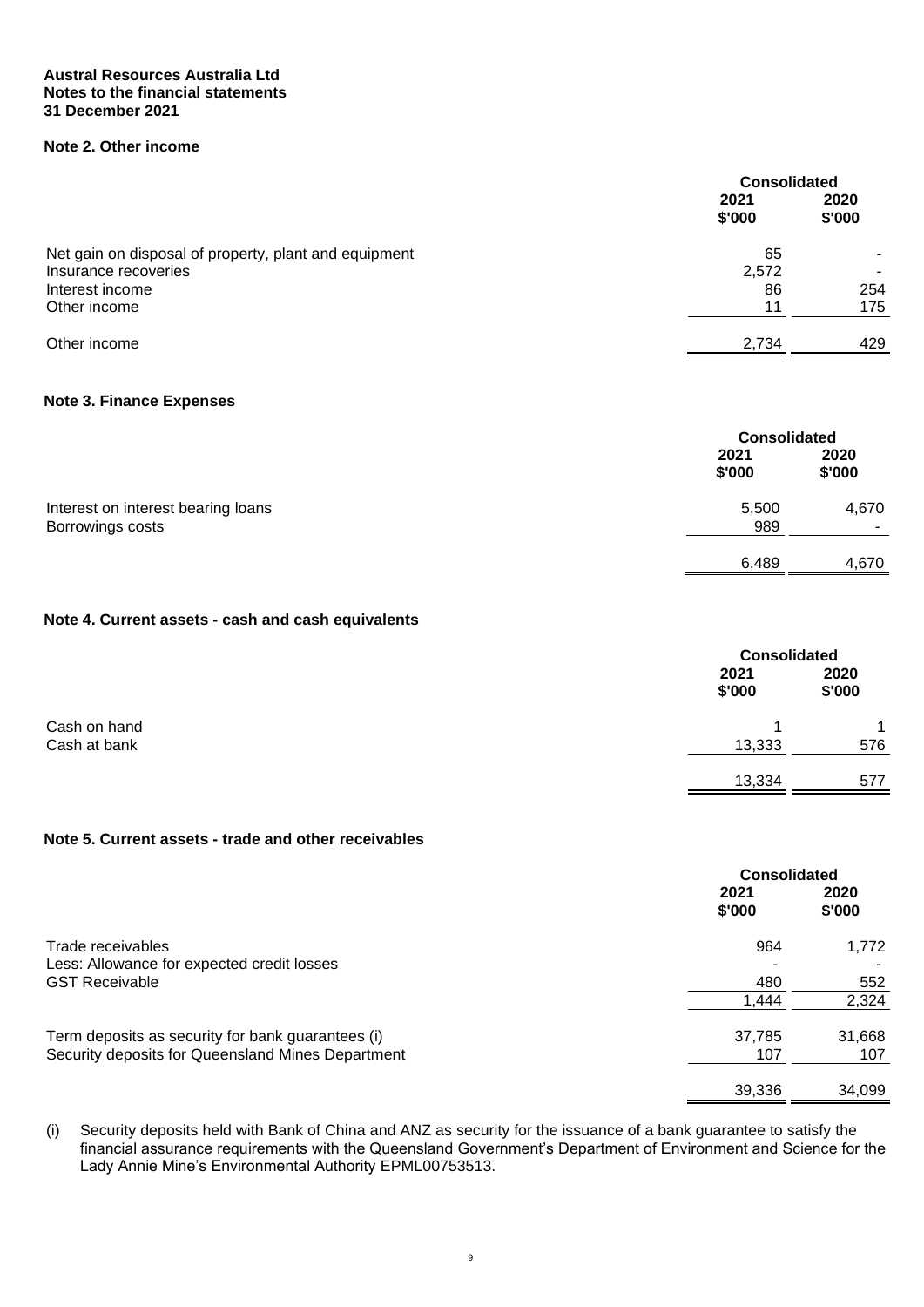**Austral Resources Australia Ltd**
**Notes to the financial statements**
**31 December 2021**

## Note 2. Other income

| | Consolidated | |
|---|---|---|
| | **2021** | **2020** |
| | **\$'000** | **\$'000** |
| Net gain on disposal of property, plant and equipment | 65 | - |
| Insurance recoveries | 2,572 | - |
| Interest income | 86 | 254 |
| Other income | 11 | 175 |
| Other income | 2,734 | 429 |

## Note 3. Finance Expenses

| | Consolidated | |
|---|---|---|
| | **2021** | **2020** |
| | **\$'000** | **\$'000** |
| Interest on interest bearing loans | 5,500 | 4,670 |
| Borrowings costs | 989 | - |
| | 6,489 | 4,670 |

## Note 4. Current assets - cash and cash equivalents

| | Consolidated | |
|---|---|---|
| | **2021** | **2020** |
| | **\$'000** | **\$'000** |
| Cash on hand | 1 | 1 |
| Cash at bank | 13,333 | 576 |
| | 13,334 | 577 |

## Note 5. Current assets - trade and other receivables

| | Consolidated | |
|---|---|---|
| | **2021** | **2020** |
| | **\$'000** | **\$'000** |
| Trade receivables | 964 | 1,772 |
| Less: Allowance for expected credit losses | - | - |
| GST Receivable | 480 | 552 |
| | 1,444 | 2,324 |
| Term deposits as security for bank guarantees (i) | 37,785 | 31,668 |
| Security deposits for Queensland Mines Department | 107 | 107 |
| | 39,336 | 34,099 |

(i) Security deposits held with Bank of China and ANZ as security for the issuance of a bank guarantee to satisfy the financial assurance requirements with the Queensland Government's Department of Environment and Science for the Lady Annie Mine's Environmental Authority EPML00753513.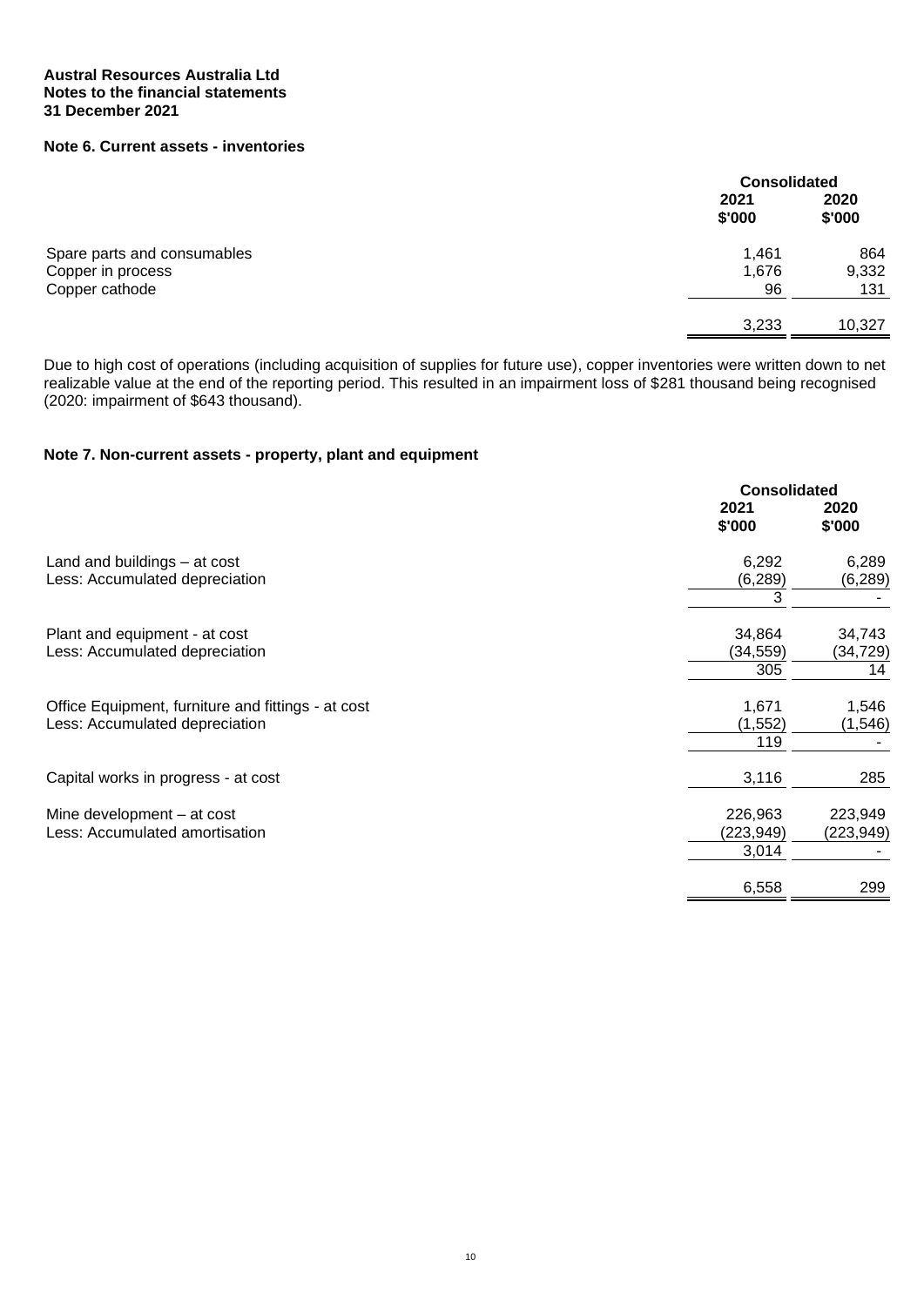**Austral Resources Australia Ltd**
**Notes to the financial statements**
**31 December 2021**

## Note 6. Current assets - inventories

| | Consolidated | |
|---|---|---|
| | 2021 | 2020 |
| | $'000 | $'000 |
| Spare parts and consumables | 1,461 | 864 |
| Copper in process | 1,676 | 9,332 |
| Copper cathode | 96 | 131 |
| | 3,233 | 10,327 |

Due to high cost of operations (including acquisition of supplies for future use), copper inventories were written down to net realizable value at the end of the reporting period. This resulted in an impairment loss of $281 thousand being recognised (2020: impairment of $643 thousand).

## Note 7. Non-current assets - property, plant and equipment

| | Consolidated | |
|---|---|---|
| | 2021 | 2020 |
| | $'000 | $'000 |
| Land and buildings – at cost | 6,292 | 6,289 |
| Less: Accumulated depreciation | (6,289) | (6,289) |
| | 3 | - |
| Plant and equipment - at cost | 34,864 | 34,743 |
| Less: Accumulated depreciation | (34,559) | (34,729) |
| | 305 | 14 |
| Office Equipment, furniture and fittings - at cost | 1,671 | 1,546 |
| Less: Accumulated depreciation | (1,552) | (1,546) |
| | 119 | - |
| Capital works in progress - at cost | 3,116 | 285 |
| Mine development – at cost | 226,963 | 223,949 |
| Less: Accumulated amortisation | (223,949) | (223,949) |
| | 3,014 | - |
| | 6,558 | 299 |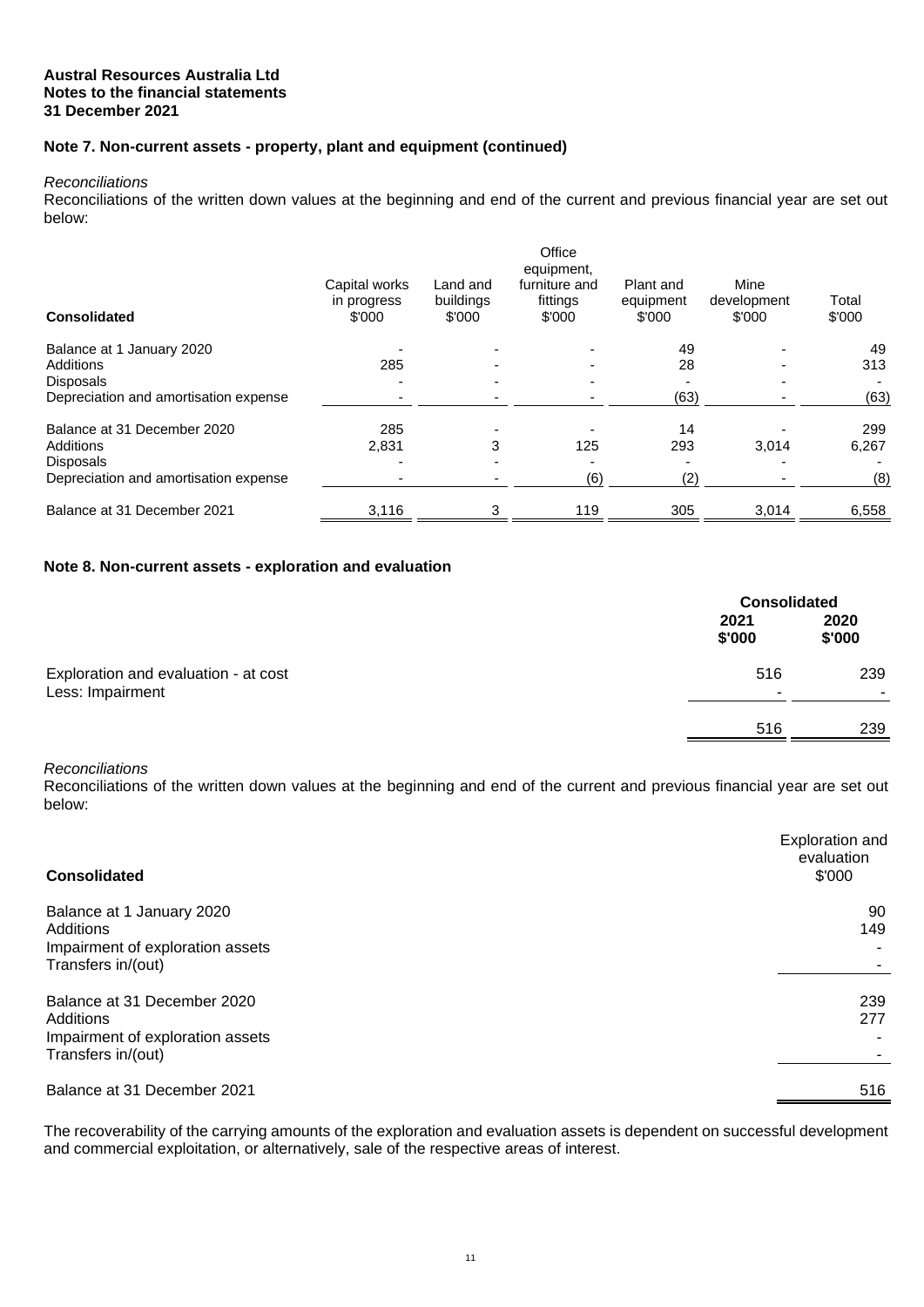**Austral Resources Australia Ltd**
**Notes to the financial statements**
**31 December 2021**

## Note 7. Non-current assets - property, plant and equipment (continued)

*Reconciliations*

Reconciliations of the written down values at the beginning and end of the current and previous financial year are set out below:

| Consolidated | Capital works in progress $'000 | Land and buildings $'000 | Office equipment, furniture and fittings $'000 | Plant and equipment $'000 | Mine development $'000 | Total $'000 |
|---|---|---|---|---|---|---|
| Balance at 1 January 2020 | - | - | - | 49 | - | 49 |
| Additions | 285 | - | - | 28 | - | 313 |
| Disposals | - | - | - | - | - | - |
| Depreciation and amortisation expense | - | - | - | (63) | - | (63) |
| Balance at 31 December 2020 | 285 | - | - | 14 | - | 299 |
| Additions | 2,831 | 3 | 125 | 293 | 3,014 | 6,267 |
| Disposals | - | - | - | - | - | - |
| Depreciation and amortisation expense | - | - | (6) | (2) | - | (8) |
| Balance at 31 December 2021 | 3,116 | 3 | 119 | 305 | 3,014 | 6,558 |

## Note 8. Non-current assets - exploration and evaluation

| | Consolidated | |
|---|---|---|
| | **2021 $'000** | **2020 $'000** |
| Exploration and evaluation - at cost | 516 | 239 |
| Less: Impairment | - | - |
| | 516 | 239 |

*Reconciliations*

Reconciliations of the written down values at the beginning and end of the current and previous financial year are set out below:

| Consolidated | Exploration and evaluation $'000 |
|---|---|
| Balance at 1 January 2020 | 90 |
| Additions | 149 |
| Impairment of exploration assets | - |
| Transfers in/(out) | - |
| Balance at 31 December 2020 | 239 |
| Additions | 277 |
| Impairment of exploration assets | - |
| Transfers in/(out) | - |
| Balance at 31 December 2021 | 516 |

The recoverability of the carrying amounts of the exploration and evaluation assets is dependent on successful development and commercial exploitation, or alternatively, sale of the respective areas of interest.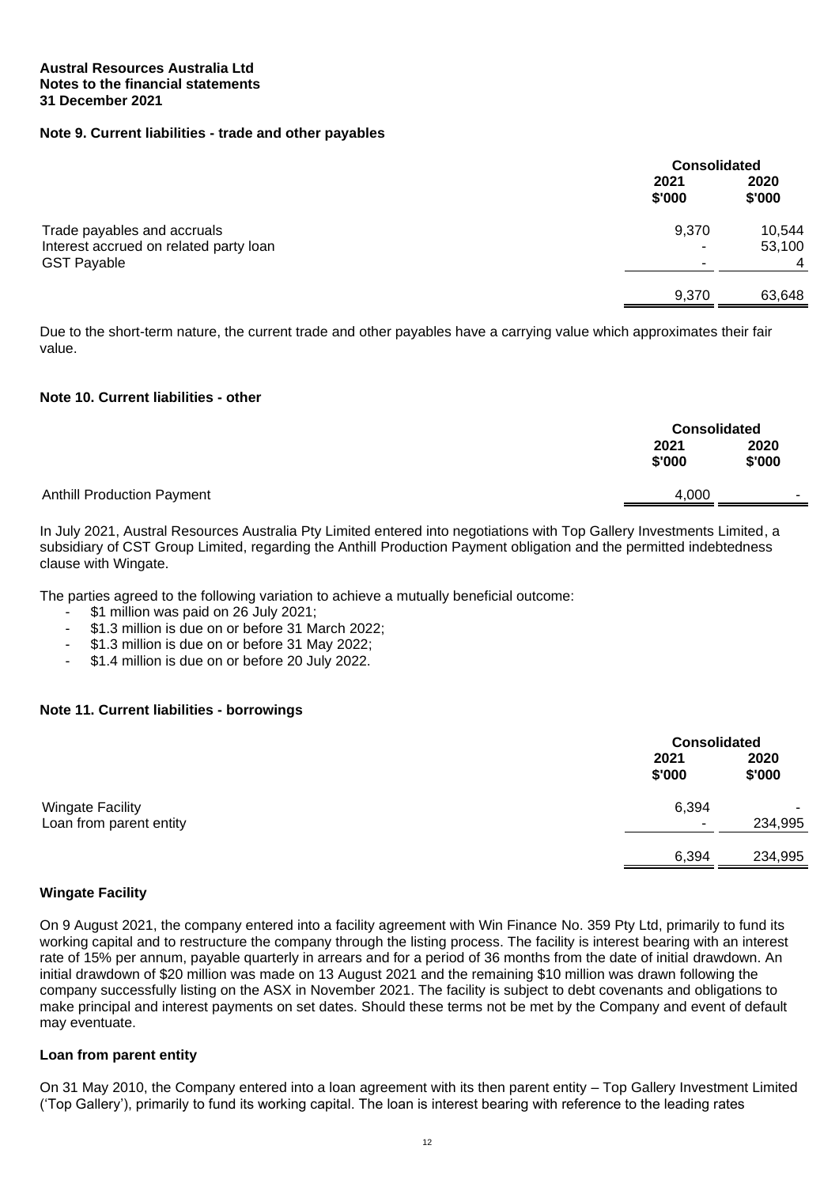**Austral Resources Australia Ltd**
**Notes to the financial statements**
**31 December 2021**

## Note 9. Current liabilities - trade and other payables

| | Consolidated | |
|---|---|---|
| | 2021<br>$'000 | 2020<br>$'000 |
| Trade payables and accruals | 9,370 | 10,544 |
| Interest accrued on related party loan | - | 53,100 |
| GST Payable | - | 4 |
| | 9,370 | 63,648 |

Due to the short-term nature, the current trade and other payables have a carrying value which approximates their fair value.

## Note 10. Current liabilities - other

| | Consolidated | |
|---|---|---|
| | 2021<br>$'000 | 2020<br>$'000 |
| Anthill Production Payment | 4,000 | - |

In July 2021, Austral Resources Australia Pty Limited entered into negotiations with Top Gallery Investments Limited, a subsidiary of CST Group Limited, regarding the Anthill Production Payment obligation and the permitted indebtedness clause with Wingate.

The parties agreed to the following variation to achieve a mutually beneficial outcome:

- $1 million was paid on 26 July 2021;
- $1.3 million is due on or before 31 March 2022;
- $1.3 million is due on or before 31 May 2022;
- $1.4 million is due on or before 20 July 2022.

## Note 11. Current liabilities - borrowings

| | Consolidated | |
|---|---|---|
| | 2021<br>$'000 | 2020<br>$'000 |
| Wingate Facility | 6,394 | - |
| Loan from parent entity | - | 234,995 |
| | 6,394 | 234,995 |

### Wingate Facility

On 9 August 2021, the company entered into a facility agreement with Win Finance No. 359 Pty Ltd, primarily to fund its working capital and to restructure the company through the listing process. The facility is interest bearing with an interest rate of 15% per annum, payable quarterly in arrears and for a period of 36 months from the date of initial drawdown. An initial drawdown of $20 million was made on 13 August 2021 and the remaining $10 million was drawn following the company successfully listing on the ASX in November 2021. The facility is subject to debt covenants and obligations to make principal and interest payments on set dates. Should these terms not be met by the Company and event of default may eventuate.

### Loan from parent entity

On 31 May 2010, the Company entered into a loan agreement with its then parent entity – Top Gallery Investment Limited ('Top Gallery'), primarily to fund its working capital. The loan is interest bearing with reference to the leading rates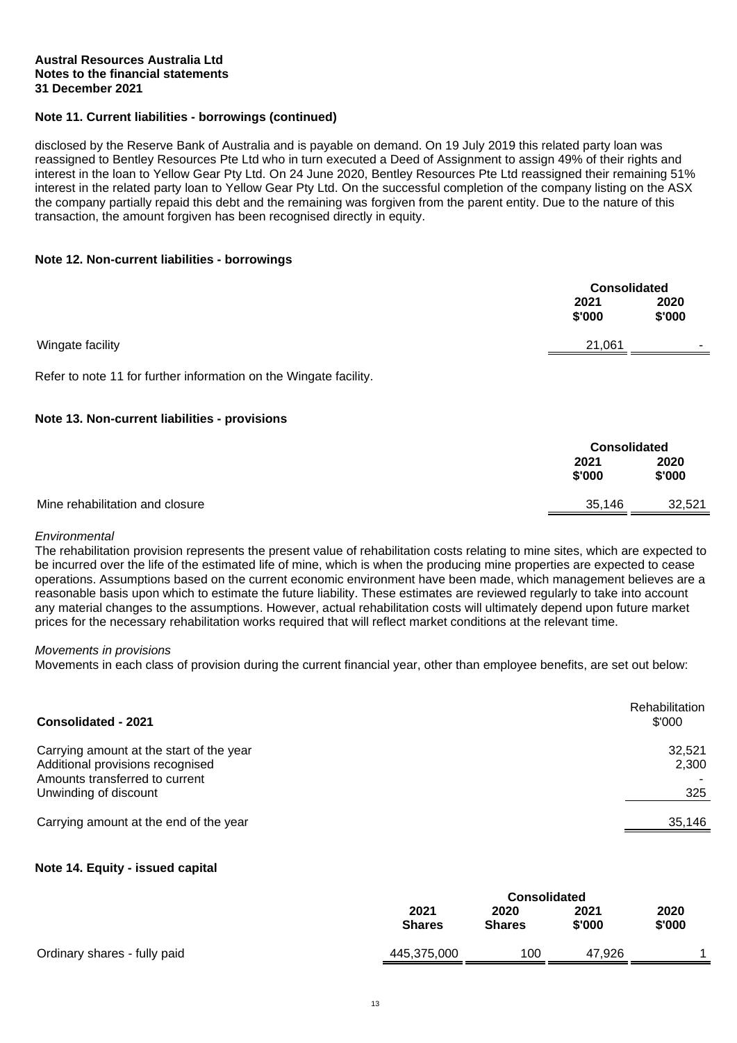**Austral Resources Australia Ltd**
**Notes to the financial statements**
**31 December 2021**

## Note 11. Current liabilities - borrowings (continued)

disclosed by the Reserve Bank of Australia and is payable on demand. On 19 July 2019 this related party loan was reassigned to Bentley Resources Pte Ltd who in turn executed a Deed of Assignment to assign 49% of their rights and interest in the loan to Yellow Gear Pty Ltd. On 24 June 2020, Bentley Resources Pte Ltd reassigned their remaining 51% interest in the related party loan to Yellow Gear Pty Ltd. On the successful completion of the company listing on the ASX the company partially repaid this debt and the remaining was forgiven from the parent entity. Due to the nature of this transaction, the amount forgiven has been recognised directly in equity.

## Note 12. Non-current liabilities - borrowings

| | Consolidated | |
|---|---|---|
| | 2021<br>$'000 | 2020<br>$'000 |
| Wingate facility | 21,061 | - |

Refer to note 11 for further information on the Wingate facility.

## Note 13. Non-current liabilities - provisions

| | Consolidated | |
|---|---|---|
| | 2021<br>$'000 | 2020<br>$'000 |
| Mine rehabilitation and closure | 35,146 | 32,521 |

*Environmental*

The rehabilitation provision represents the present value of rehabilitation costs relating to mine sites, which are expected to be incurred over the life of the estimated life of mine, which is when the producing mine properties are expected to cease operations. Assumptions based on the current economic environment have been made, which management believes are a reasonable basis upon which to estimate the future liability. These estimates are reviewed regularly to take into account any material changes to the assumptions. However, actual rehabilitation costs will ultimately depend upon future market prices for the necessary rehabilitation works required that will reflect market conditions at the relevant time.

*Movements in provisions*

Movements in each class of provision during the current financial year, other than employee benefits, are set out below:

| **Consolidated - 2021** | Rehabilitation<br>$'000 |
|---|---|
| Carrying amount at the start of the year | 32,521 |
| Additional provisions recognised | 2,300 |
| Amounts transferred to current | - |
| Unwinding of discount | 325 |
| Carrying amount at the end of the year | 35,146 |

## Note 14. Equity - issued capital

| | Consolidated | | | |
|---|---|---|---|---|
| | 2021<br>Shares | 2020<br>Shares | 2021<br>$'000 | 2020<br>$'000 |
| Ordinary shares - fully paid | 445,375,000 | 100 | 47,926 | 1 |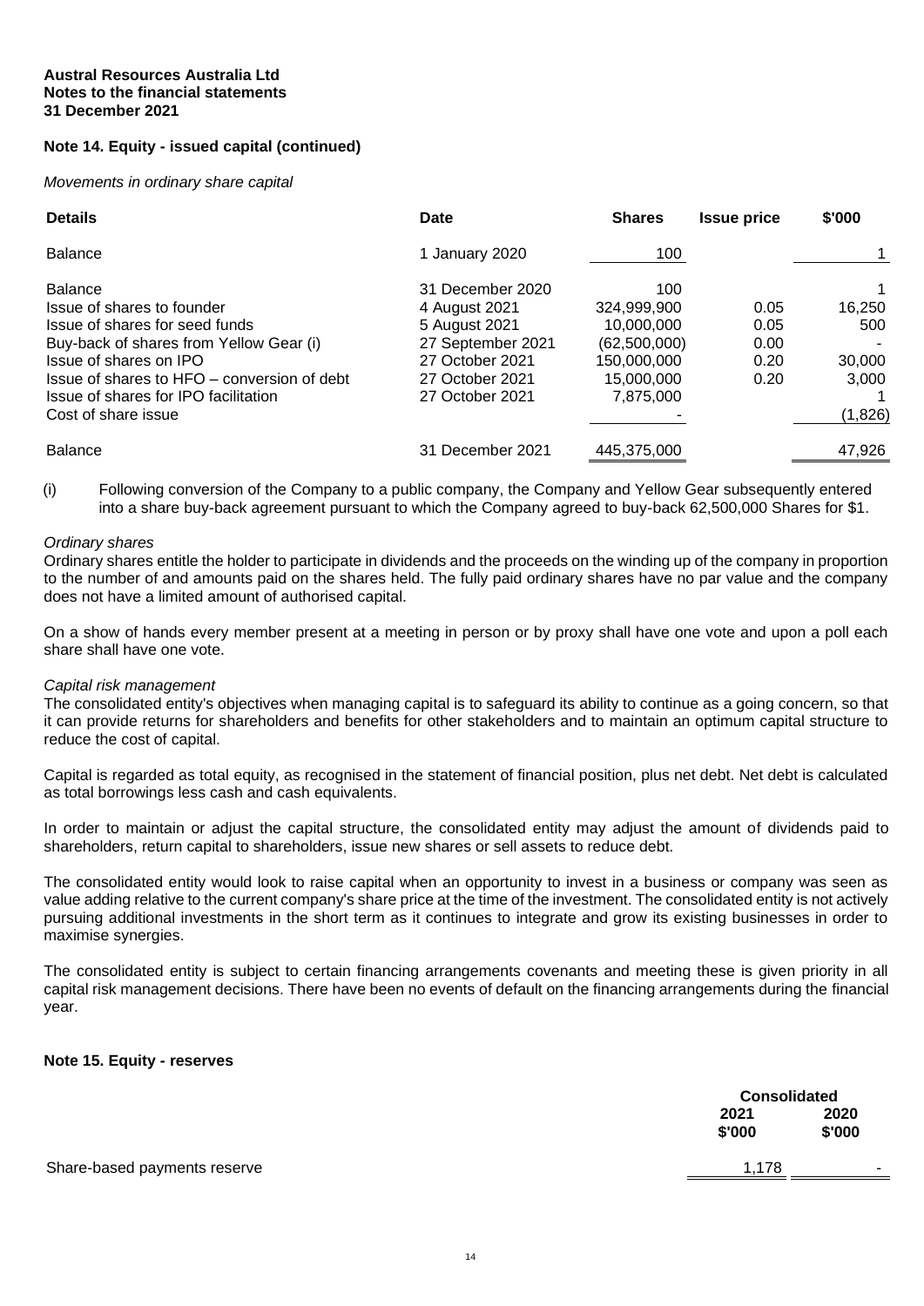**Austral Resources Australia Ltd**
**Notes to the financial statements**
**31 December 2021**

### Note 14. Equity - issued capital (continued)

*Movements in ordinary share capital*

| Details | Date | Shares | Issue price | $'000 |
|---|---|---|---|---|
| Balance | 1 January 2020 | 100 | | 1 |
| | | | | |
| Balance | 31 December 2020 | 100 | | 1 |
| Issue of shares to founder | 4 August 2021 | 324,999,900 | 0.05 | 16,250 |
| Issue of shares for seed funds | 5 August 2021 | 10,000,000 | 0.05 | 500 |
| Buy-back of shares from Yellow Gear (i) | 27 September 2021 | (62,500,000) | 0.00 | - |
| Issue of shares on IPO | 27 October 2021 | 150,000,000 | 0.20 | 30,000 |
| Issue of shares to HFO – conversion of debt | 27 October 2021 | 15,000,000 | 0.20 | 3,000 |
| Issue of shares for IPO facilitation | 27 October 2021 | 7,875,000 | | 1 |
| Cost of share issue | | - | | (1,826) |
| | | | | |
| Balance | 31 December 2021 | 445,375,000 | | 47,926 |

(i) Following conversion of the Company to a public company, the Company and Yellow Gear subsequently entered into a share buy-back agreement pursuant to which the Company agreed to buy-back 62,500,000 Shares for $1.

*Ordinary shares*

Ordinary shares entitle the holder to participate in dividends and the proceeds on the winding up of the company in proportion to the number of and amounts paid on the shares held. The fully paid ordinary shares have no par value and the company does not have a limited amount of authorised capital.

On a show of hands every member present at a meeting in person or by proxy shall have one vote and upon a poll each share shall have one vote.

*Capital risk management*

The consolidated entity's objectives when managing capital is to safeguard its ability to continue as a going concern, so that it can provide returns for shareholders and benefits for other stakeholders and to maintain an optimum capital structure to reduce the cost of capital.

Capital is regarded as total equity, as recognised in the statement of financial position, plus net debt. Net debt is calculated as total borrowings less cash and cash equivalents.

In order to maintain or adjust the capital structure, the consolidated entity may adjust the amount of dividends paid to shareholders, return capital to shareholders, issue new shares or sell assets to reduce debt.

The consolidated entity would look to raise capital when an opportunity to invest in a business or company was seen as value adding relative to the current company's share price at the time of the investment. The consolidated entity is not actively pursuing additional investments in the short term as it continues to integrate and grow its existing businesses in order to maximise synergies.

The consolidated entity is subject to certain financing arrangements covenants and meeting these is given priority in all capital risk management decisions. There have been no events of default on the financing arrangements during the financial year.

### Note 15. Equity - reserves

| | Consolidated | |
|---|---|---|
| | 2021 $'000 | 2020 $'000 |
| Share-based payments reserve | 1,178 | - |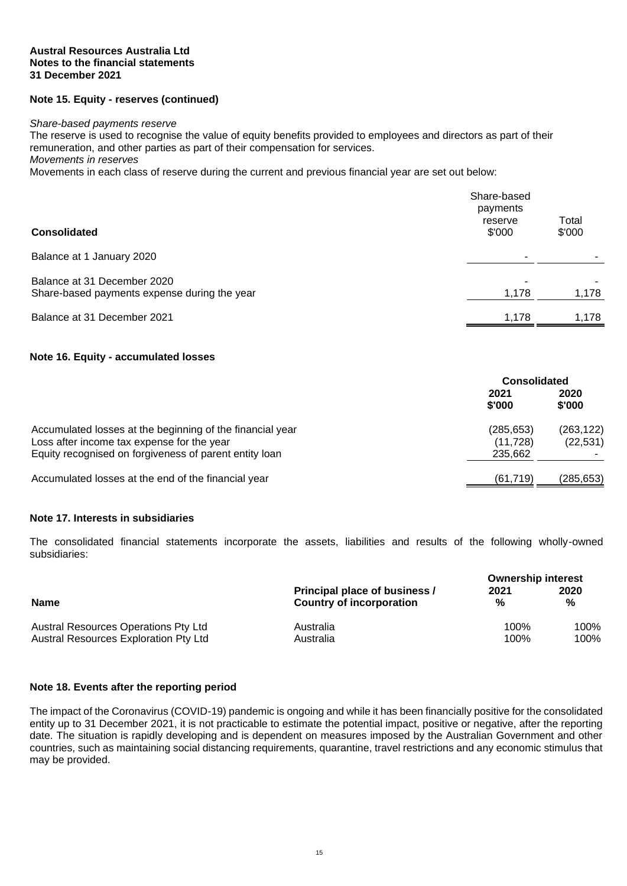**Austral Resources Australia Ltd**
**Notes to the financial statements**
**31 December 2021**

## Note 15. Equity - reserves (continued)

*Share-based payments reserve*

The reserve is used to recognise the value of equity benefits provided to employees and directors as part of their remuneration, and other parties as part of their compensation for services.

*Movements in reserves*

Movements in each class of reserve during the current and previous financial year are set out below:

| Consolidated | Share-based payments reserve $'000 | Total $'000 |
|---|---|---|
| Balance at 1 January 2020 | - | - |
| Balance at 31 December 2020 | - | - |
| Share-based payments expense during the year | 1,178 | 1,178 |
| Balance at 31 December 2021 | 1,178 | 1,178 |

## Note 16. Equity - accumulated losses

| | Consolidated | |
|---|---|---|
| | 2021 $'000 | 2020 $'000 |
| Accumulated losses at the beginning of the financial year | (285,653) | (263,122) |
| Loss after income tax expense for the year | (11,728) | (22,531) |
| Equity recognised on forgiveness of parent entity loan | 235,662 | - |
| Accumulated losses at the end of the financial year | (61,719) | (285,653) |

## Note 17. Interests in subsidiaries

The consolidated financial statements incorporate the assets, liabilities and results of the following wholly-owned subsidiaries:

| Name | Principal place of business / Country of incorporation | Ownership interest 2021 % | 2020 % |
|---|---|---|---|
| Austral Resources Operations Pty Ltd | Australia | 100% | 100% |
| Austral Resources Exploration Pty Ltd | Australia | 100% | 100% |

## Note 18. Events after the reporting period

The impact of the Coronavirus (COVID-19) pandemic is ongoing and while it has been financially positive for the consolidated entity up to 31 December 2021, it is not practicable to estimate the potential impact, positive or negative, after the reporting date. The situation is rapidly developing and is dependent on measures imposed by the Australian Government and other countries, such as maintaining social distancing requirements, quarantine, travel restrictions and any economic stimulus that may be provided.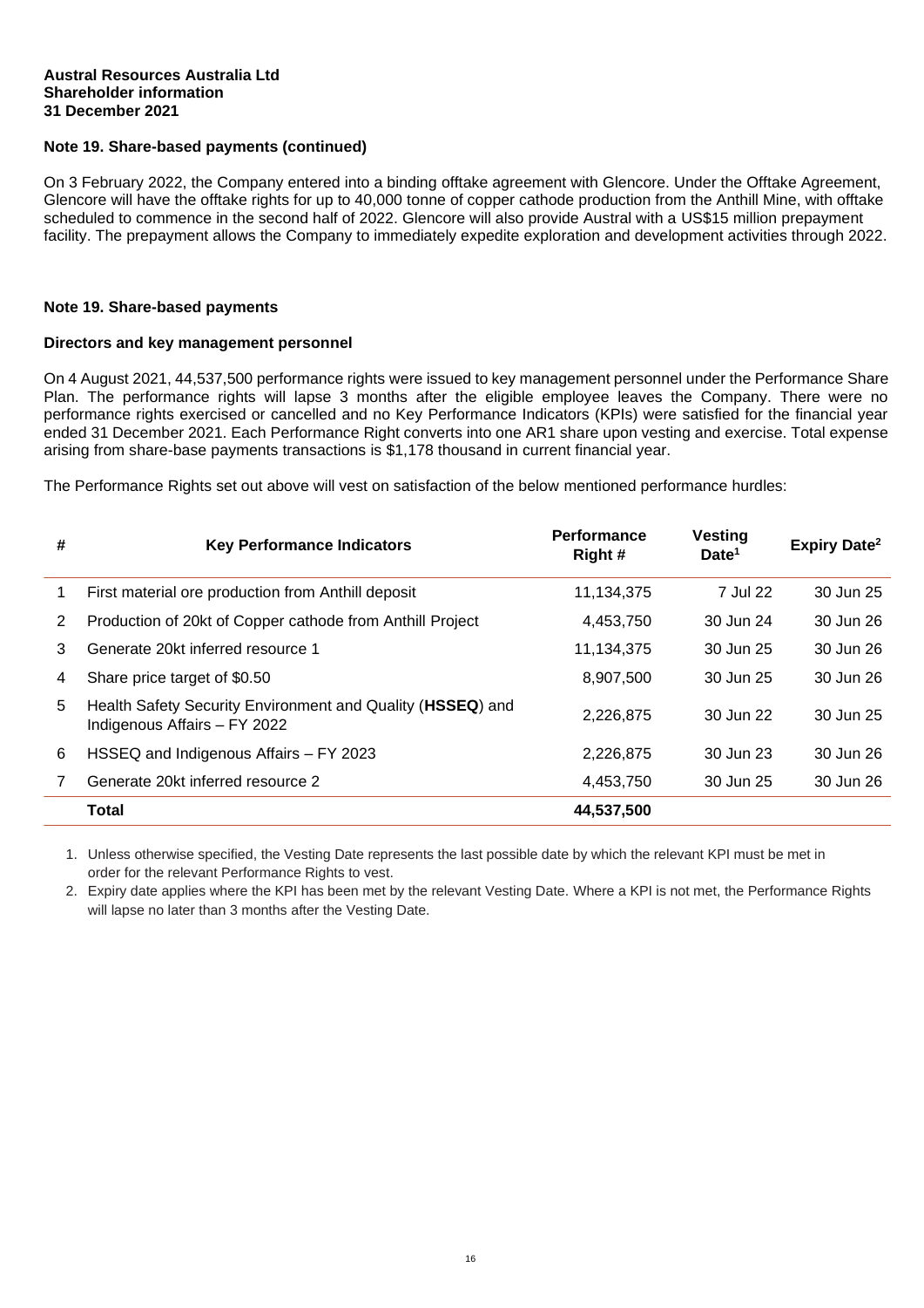**Austral Resources Australia Ltd**
**Shareholder information**
**31 December 2021**

### Note 19. Share-based payments (continued)

On 3 February 2022, the Company entered into a binding offtake agreement with Glencore. Under the Offtake Agreement, Glencore will have the offtake rights for up to 40,000 tonne of copper cathode production from the Anthill Mine, with offtake scheduled to commence in the second half of 2022. Glencore will also provide Austral with a US$15 million prepayment facility. The prepayment allows the Company to immediately expedite exploration and development activities through 2022.

### Note 19. Share-based payments

**Directors and key management personnel**

On 4 August 2021, 44,537,500 performance rights were issued to key management personnel under the Performance Share Plan. The performance rights will lapse 3 months after the eligible employee leaves the Company. There were no performance rights exercised or cancelled and no Key Performance Indicators (KPIs) were satisfied for the financial year ended 31 December 2021. Each Performance Right converts into one AR1 share upon vesting and exercise. Total expense arising from share-base payments transactions is $1,178 thousand in current financial year.

The Performance Rights set out above will vest on satisfaction of the below mentioned performance hurdles:

| # | Key Performance Indicators | Performance Right # | Vesting Date[1] | Expiry Date[2] |
|---|---|---|---|---|
| 1 | First material ore production from Anthill deposit | 11,134,375 | 7 Jul 22 | 30 Jun 25 |
| 2 | Production of 20kt of Copper cathode from Anthill Project | 4,453,750 | 30 Jun 24 | 30 Jun 26 |
| 3 | Generate 20kt inferred resource 1 | 11,134,375 | 30 Jun 25 | 30 Jun 26 |
| 4 | Share price target of $0.50 | 8,907,500 | 30 Jun 25 | 30 Jun 26 |
| 5 | Health Safety Security Environment and Quality (**HSSEQ**) and Indigenous Affairs – FY 2022 | 2,226,875 | 30 Jun 22 | 30 Jun 25 |
| 6 | HSSEQ and Indigenous Affairs – FY 2023 | 2,226,875 | 30 Jun 23 | 30 Jun 26 |
| 7 | Generate 20kt inferred resource 2 | 4,453,750 | 30 Jun 25 | 30 Jun 26 |
| | **Total** | **44,537,500** | | |

1. Unless otherwise specified, the Vesting Date represents the last possible date by which the relevant KPI must be met in order for the relevant Performance Rights to vest.
2. Expiry date applies where the KPI has been met by the relevant Vesting Date. Where a KPI is not met, the Performance Rights will lapse no later than 3 months after the Vesting Date.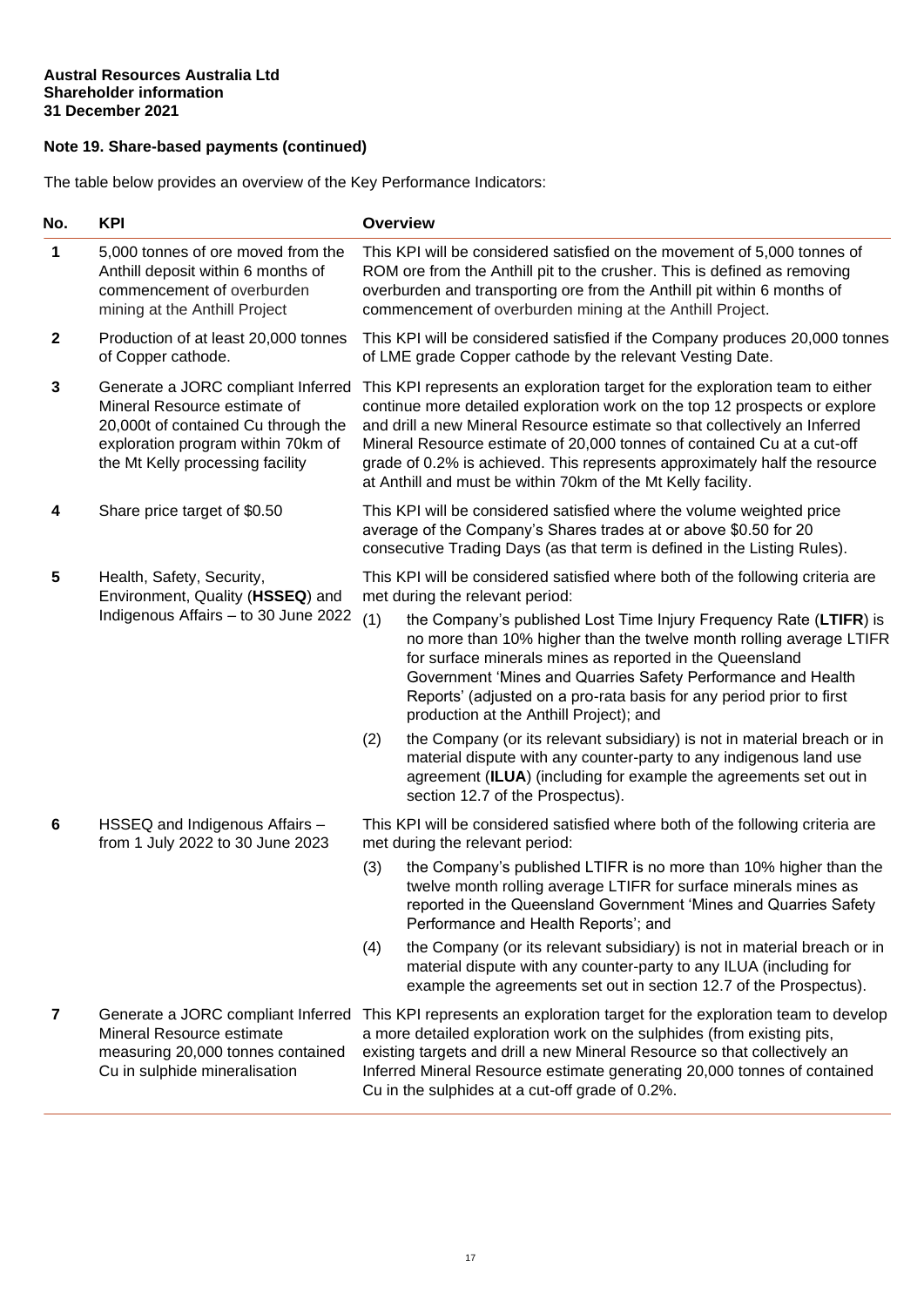**Austral Resources Australia Ltd**
**Shareholder information**
**31 December 2021**

## Note 19. Share-based payments (continued)

The table below provides an overview of the Key Performance Indicators:

| No. | KPI | Overview |
|---|---|---|
| 1 | 5,000 tonnes of ore moved from the Anthill deposit within 6 months of commencement of overburden mining at the Anthill Project | This KPI will be considered satisfied on the movement of 5,000 tonnes of ROM ore from the Anthill pit to the crusher. This is defined as removing overburden and transporting ore from the Anthill pit within 6 months of commencement of overburden mining at the Anthill Project. |
| 2 | Production of at least 20,000 tonnes of Copper cathode. | This KPI will be considered satisfied if the Company produces 20,000 tonnes of LME grade Copper cathode by the relevant Vesting Date. |
| 3 | Generate a JORC compliant Inferred Mineral Resource estimate of 20,000t of contained Cu through the exploration program within 70km of the Mt Kelly processing facility | This KPI represents an exploration target for the exploration team to either continue more detailed exploration work on the top 12 prospects or explore and drill a new Mineral Resource estimate so that collectively an Inferred Mineral Resource estimate of 20,000 tonnes of contained Cu at a cut-off grade of 0.2% is achieved. This represents approximately half the resource at Anthill and must be within 70km of the Mt Kelly facility. |
| 4 | Share price target of $0.50 | This KPI will be considered satisfied where the volume weighted price average of the Company's Shares trades at or above $0.50 for 20 consecutive Trading Days (as that term is defined in the Listing Rules). |
| 5 | Health, Safety, Security, Environment, Quality (**HSSEQ**) and Indigenous Affairs – to 30 June 2022 | This KPI will be considered satisfied where both of the following criteria are met during the relevant period: (1) the Company's published Lost Time Injury Frequency Rate (**LTIFR**) is no more than 10% higher than the twelve month rolling average LTIFR for surface minerals mines as reported in the Queensland Government 'Mines and Quarries Safety Performance and Health Reports' (adjusted on a pro-rata basis for any period prior to first production at the Anthill Project); and (2) the Company (or its relevant subsidiary) is not in material breach or in material dispute with any counter-party to any indigenous land use agreement (**ILUA**) (including for example the agreements set out in section 12.7 of the Prospectus). |
| 6 | HSSEQ and Indigenous Affairs – from 1 July 2022 to 30 June 2023 | This KPI will be considered satisfied where both of the following criteria are met during the relevant period: (3) the Company's published LTIFR is no more than 10% higher than the twelve month rolling average LTIFR for surface minerals mines as reported in the Queensland Government 'Mines and Quarries Safety Performance and Health Reports'; and (4) the Company (or its relevant subsidiary) is not in material breach or in material dispute with any counter-party to any ILUA (including for example the agreements set out in section 12.7 of the Prospectus). |
| 7 | Generate a JORC compliant Inferred Mineral Resource estimate measuring 20,000 tonnes contained Cu in sulphide mineralisation | This KPI represents an exploration target for the exploration team to develop a more detailed exploration work on the sulphides (from existing pits, existing targets and drill a new Mineral Resource so that collectively an Inferred Mineral Resource estimate generating 20,000 tonnes of contained Cu in the sulphides at a cut-off grade of 0.2%. |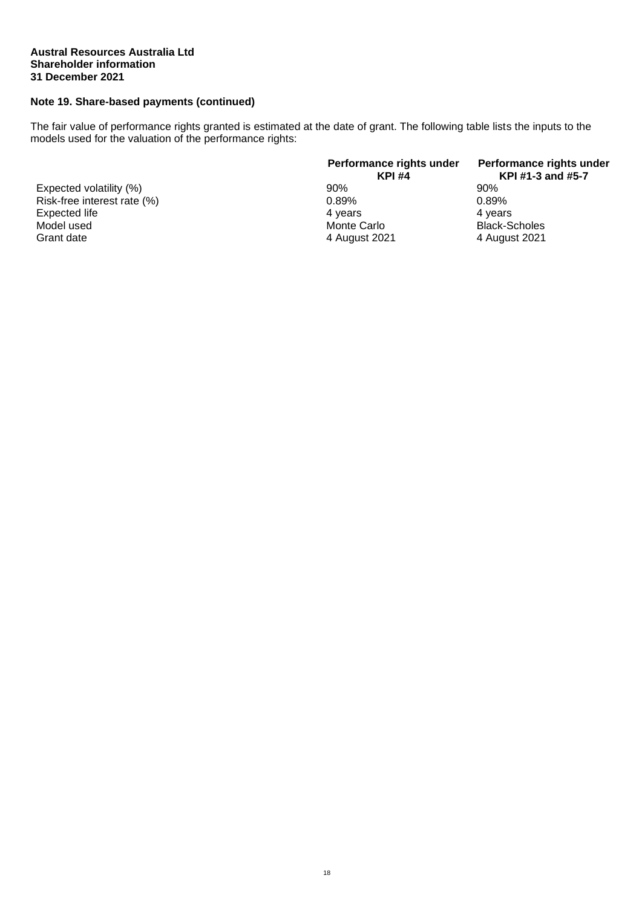**Austral Resources Australia Ltd**
**Shareholder information**
**31 December 2021**

### Note 19. Share-based payments (continued)

The fair value of performance rights granted is estimated at the date of grant. The following table lists the inputs to the models used for the valuation of the performance rights:

| | Performance rights under KPI #4 | Performance rights under KPI #1-3 and #5-7 |
|---|---|---|
| Expected volatility (%) | 90% | 90% |
| Risk-free interest rate (%) | 0.89% | 0.89% |
| Expected life | 4 years | 4 years |
| Model used | Monte Carlo | Black-Scholes |
| Grant date | 4 August 2021 | 4 August 2021 |